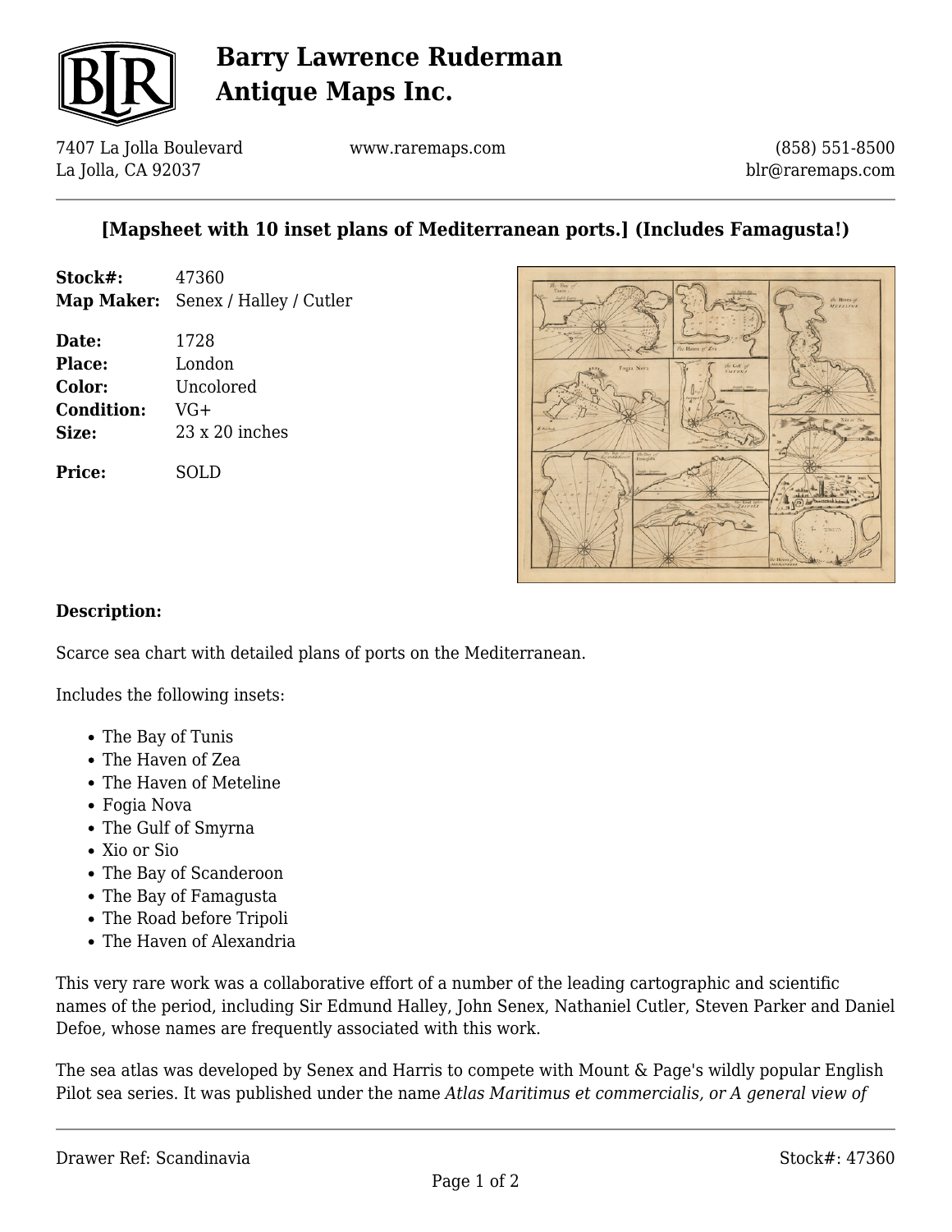# Barry Lawrence Ruderman Antique Maps Inc.

7407 La Jolla Boulevard
La Jolla, CA 92037

www.raremaps.com

(858) 551-8500
blr@raremaps.com

## [Mapsheet with 10 inset plans of Mediterranean ports.] (Includes Famagusta!)

**Stock#:** 47360
**Map Maker:** Senex / Halley / Cutler

**Date:** 1728
**Place:** London
**Color:** Uncolored
**Condition:** VG+
**Size:** 23 x 20 inches

**Price:** SOLD

### Description:

Scarce sea chart with detailed plans of ports on the Mediterranean.

Includes the following insets:

- The Bay of Tunis
- The Haven of Zea
- The Haven of Meteline
- Fogia Nova
- The Gulf of Smyrna
- Xio or Sio
- The Bay of Scanderoon
- The Bay of Famagusta
- The Road before Tripoli
- The Haven of Alexandria

This very rare work was a collaborative effort of a number of the leading cartographic and scientific names of the period, including Sir Edmund Halley, John Senex, Nathaniel Cutler, Steven Parker and Daniel Defoe, whose names are frequently associated with this work.

The sea atlas was developed by Senex and Harris to compete with Mount & Page's wildly popular English Pilot sea series. It was published under the name *Atlas Maritimus et commercialis, or A general view of*

Drawer Ref: Scandinavia

Stock#: 47360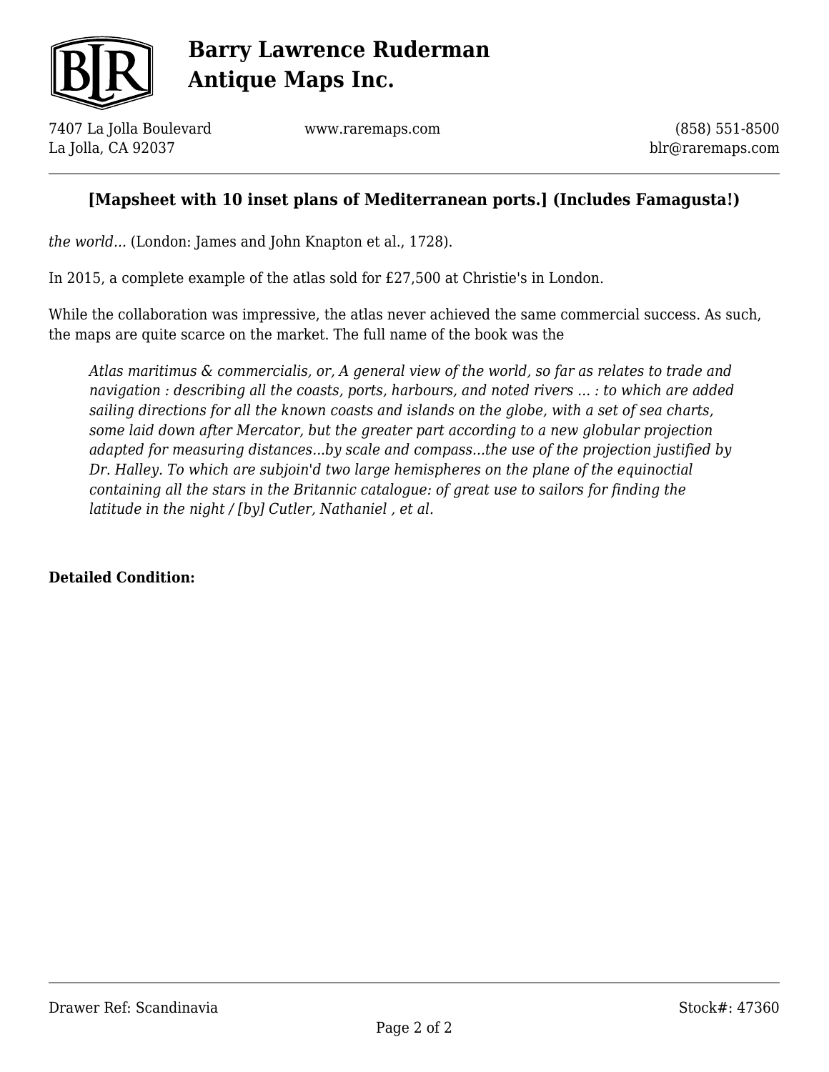**[Mapsheet with 10 inset plans of Mediterranean ports.] (Includes Famagusta!)**

*the world...* (London: James and John Knapton et al., 1728).

In 2015, a complete example of the atlas sold for £27,500 at Christie's in London.

While the collaboration was impressive, the atlas never achieved the same commercial success. As such, the maps are quite scarce on the market. The full name of the book was the

> *Atlas maritimus & commercialis, or, A general view of the world, so far as relates to trade and navigation : describing all the coasts, ports, harbours, and noted rivers ... : to which are added sailing directions for all the known coasts and islands on the globe, with a set of sea charts, some laid down after Mercator, but the greater part according to a new globular projection adapted for measuring distances...by scale and compass...the use of the projection justified by Dr. Halley. To which are subjoin'd two large hemispheres on the plane of the equinoctial containing all the stars in the Britannic catalogue: of great use to sailors for finding the latitude in the night / [by] Cutler, Nathaniel , et al.*

**Detailed Condition:**